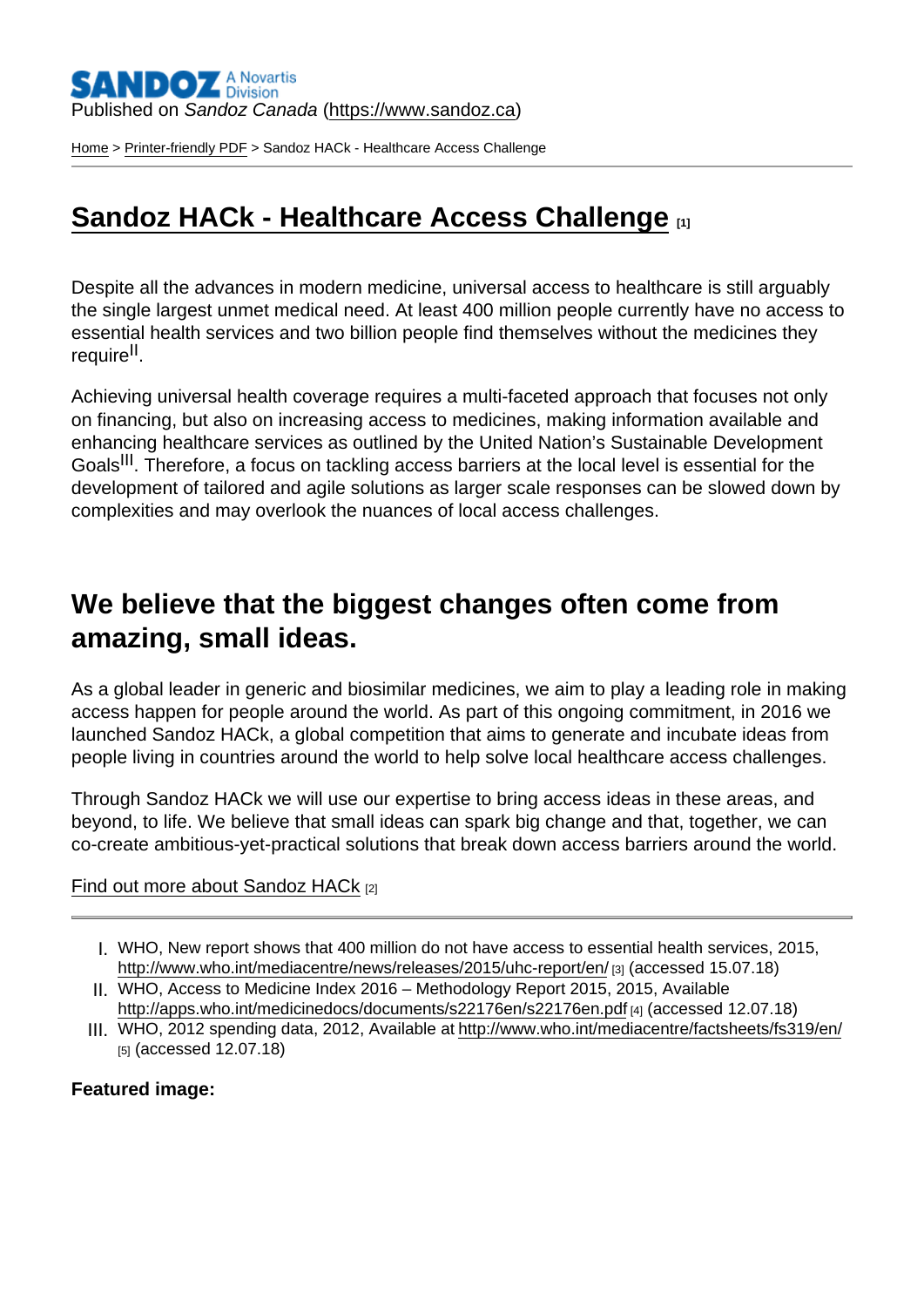Published on *Sandoz Canada* (https://www.sandoz.ca)

Home > Printer-friendly PDF > Sandoz HACk - Healthcare Access Challenge

# Sandoz HACk - Healthcare Access Challenge [1]

Despite all the advances in modern medicine, universal access to healthcare is still arguably the single largest unmet medical need. At least 400 million people currently have no access to essential health services and two billion people find themselves without the medicines they require[II].

Achieving universal health coverage requires a multi-faceted approach that focuses not only on financing, but also on increasing access to medicines, making information available and enhancing healthcare services as outlined by the United Nation's Sustainable Development Goals[III]. Therefore, a focus on tackling access barriers at the local level is essential for the development of tailored and agile solutions as larger scale responses can be slowed down by complexities and may overlook the nuances of local access challenges.

## We believe that the biggest changes often come from amazing, small ideas.

As a global leader in generic and biosimilar medicines, we aim to play a leading role in making access happen for people around the world. As part of this ongoing commitment, in 2016 we launched Sandoz HACk, a global competition that aims to generate and incubate ideas from people living in countries around the world to help solve local healthcare access challenges.

Through Sandoz HACk we will use our expertise to bring access ideas in these areas, and beyond, to life. We believe that small ideas can spark big change and that, together, we can co-create ambitious-yet-practical solutions that break down access barriers around the world.

Find out more about Sandoz HACk [2]

---

I. WHO, New report shows that 400 million do not have access to essential health services, 2015, http://www.who.int/mediacentre/news/releases/2015/uhc-report/en/ [3] (accessed 15.07.18)
II. WHO, Access to Medicine Index 2016 – Methodology Report 2015, 2015, Available http://apps.who.int/medicinedocs/documents/s22176en/s22176en.pdf [4] (accessed 12.07.18)
III. WHO, 2012 spending data, 2012, Available at http://www.who.int/mediacentre/factsheets/fs319/en/ [5] (accessed 12.07.18)

**Featured image:**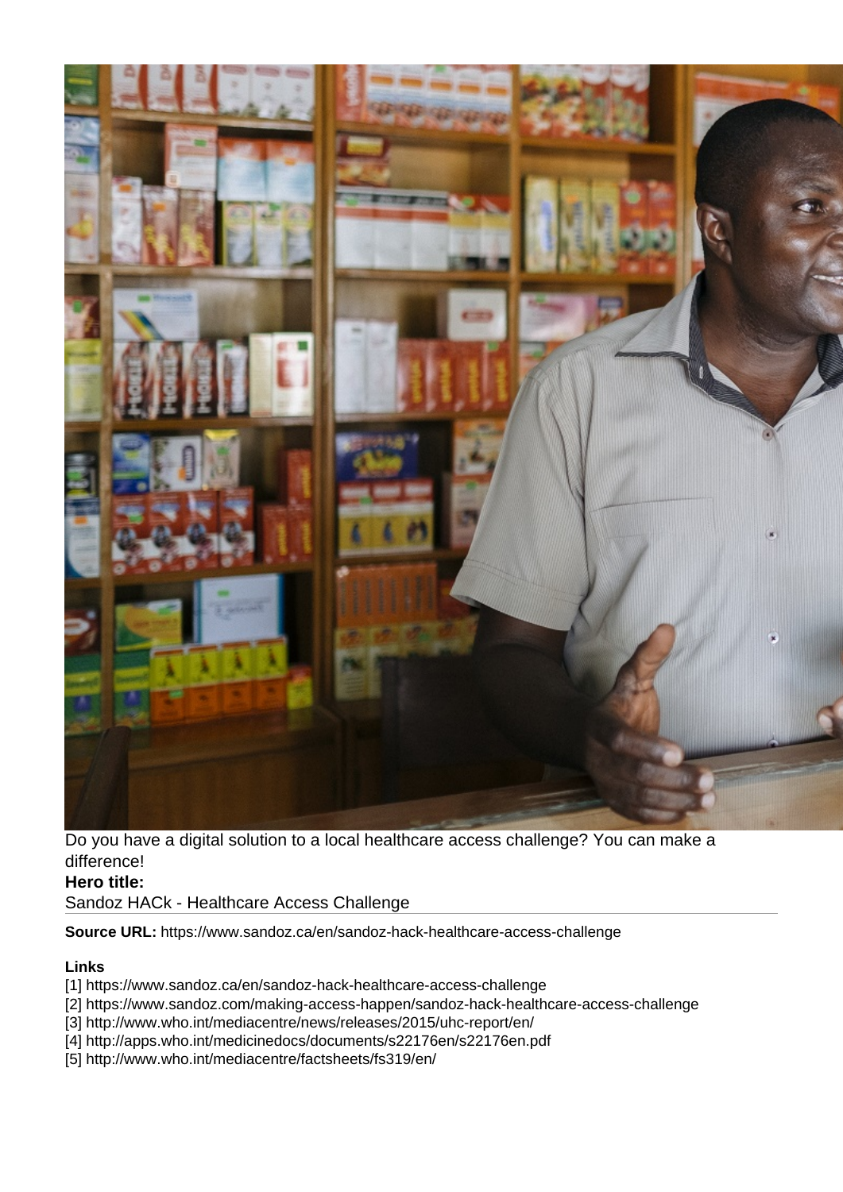Do you have a digital solution to a local healthcare access challenge? You can make a difference!

**Hero title:**

Sandoz HACk - Healthcare Access Challenge

**Source URL:** https://www.sandoz.ca/en/sandoz-hack-healthcare-access-challenge

**Links**

[1] https://www.sandoz.ca/en/sandoz-hack-healthcare-access-challenge
[2] https://www.sandoz.com/making-access-happen/sandoz-hack-healthcare-access-challenge
[3] http://www.who.int/mediacentre/news/releases/2015/uhc-report/en/
[4] http://apps.who.int/medicinedocs/documents/s22176en/s22176en.pdf
[5] http://www.who.int/mediacentre/factsheets/fs319/en/